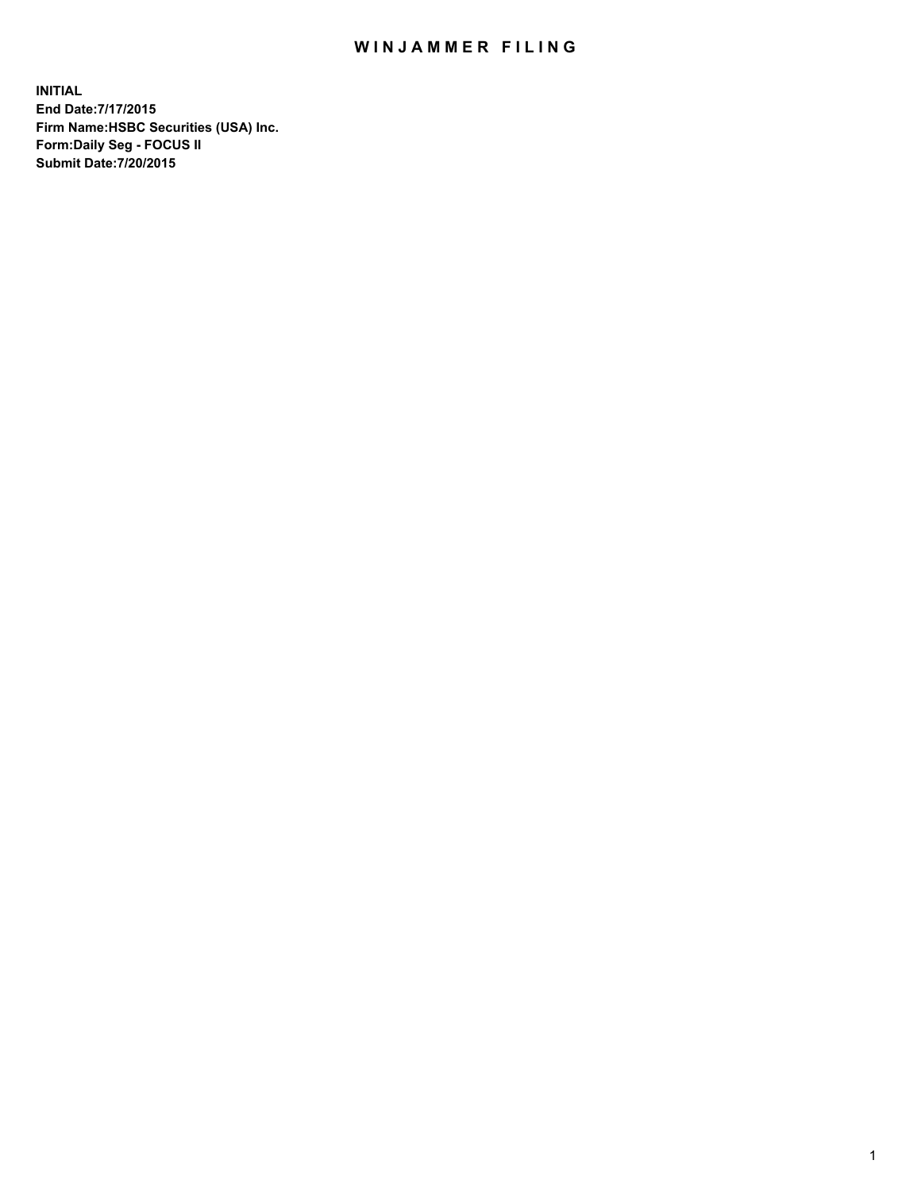# WINJAMMER FILING

**INITIAL**
**End Date:7/17/2015**
**Firm Name:HSBC Securities (USA) Inc.**
**Form:Daily Seg - FOCUS II**
**Submit Date:7/20/2015**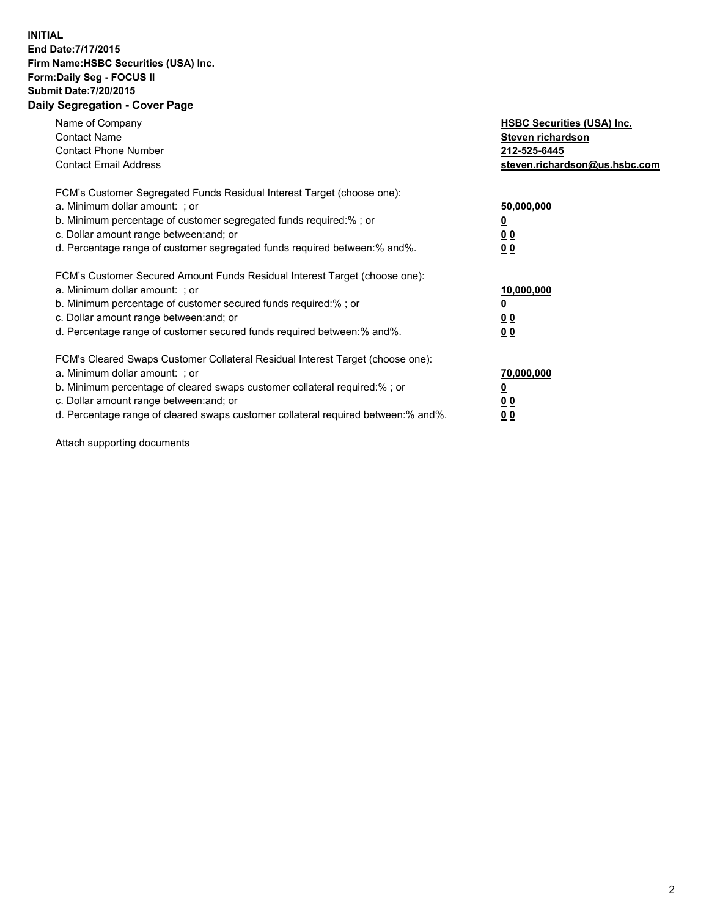**INITIAL**
**End Date:7/17/2015**
**Firm Name:HSBC Securities (USA) Inc.**
**Form:Daily Seg - FOCUS II**
**Submit Date:7/20/2015**

## Daily Segregation - Cover Page

| | |
|---|---|
| Name of Company | **HSBC Securities (USA) Inc.** |
| Contact Name | **Steven richardson** |
| Contact Phone Number | **212-525-6445** |
| Contact Email Address | **steven.richardson@us.hsbc.com** |

| | |
|---|---|
| FCM's Customer Segregated Funds Residual Interest Target (choose one): | |
| a. Minimum dollar amount: ; or | **50,000,000** |
| b. Minimum percentage of customer segregated funds required:% ; or | **0** |
| c. Dollar amount range between:and; or | **0 0** |
| d. Percentage range of customer segregated funds required between:% and%. | **0 0** |

| | |
|---|---|
| FCM's Customer Secured Amount Funds Residual Interest Target (choose one): | |
| a. Minimum dollar amount: ; or | **10,000,000** |
| b. Minimum percentage of customer secured funds required:% ; or | **0** |
| c. Dollar amount range between:and; or | **0 0** |
| d. Percentage range of customer secured funds required between:% and%. | **0 0** |

| | |
|---|---|
| FCM's Cleared Swaps Customer Collateral Residual Interest Target (choose one): | |
| a. Minimum dollar amount: ; or | **70,000,000** |
| b. Minimum percentage of cleared swaps customer collateral required:% ; or | **0** |
| c. Dollar amount range between:and; or | **0 0** |
| d. Percentage range of cleared swaps customer collateral required between:% and%. | **0 0** |

Attach supporting documents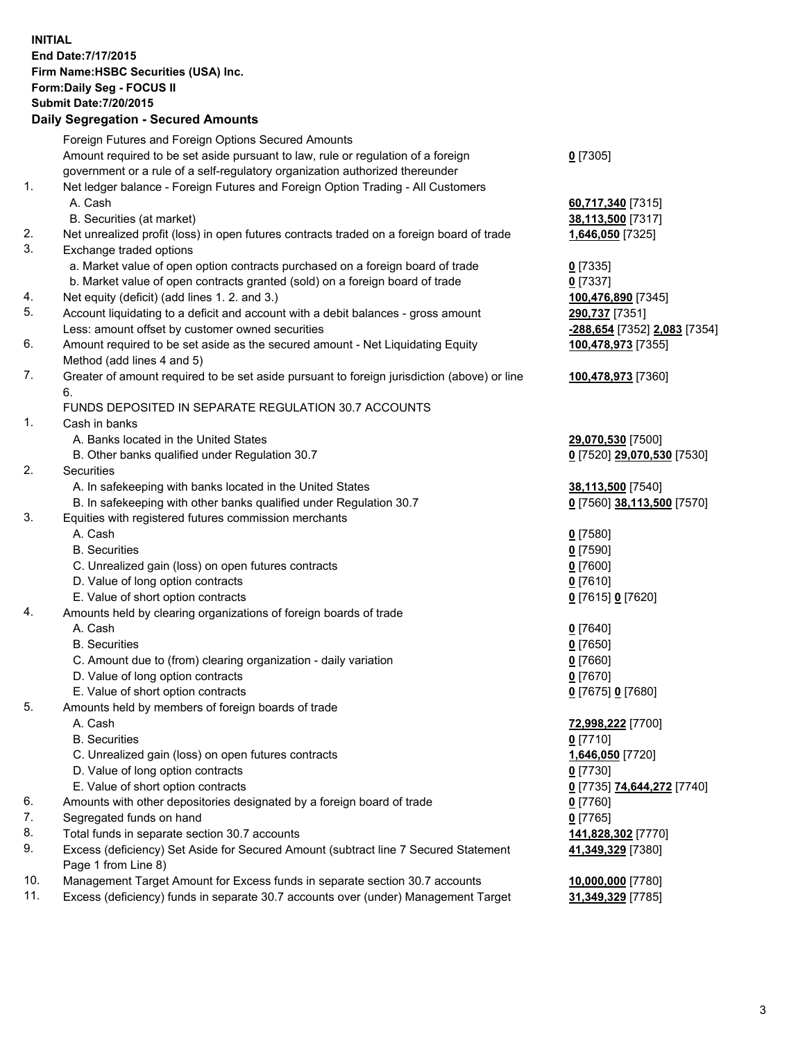**INITIAL**
**End Date:7/17/2015**
**Firm Name:HSBC Securities (USA) Inc.**
**Form:Daily Seg - FOCUS II**
**Submit Date:7/20/2015**

## Daily Segregation - Secured Amounts

| | | |
|---|---|---|
| | Foreign Futures and Foreign Options Secured Amounts | |
| | Amount required to be set aside pursuant to law, rule or regulation of a foreign government or a rule of a self-regulatory organization authorized thereunder | **0** [7305] |
| 1. | Net ledger balance - Foreign Futures and Foreign Option Trading - All Customers | |
| | A. Cash | **60,717,340** [7315] |
| | B. Securities (at market) | **38,113,500** [7317] |
| 2. | Net unrealized profit (loss) in open futures contracts traded on a foreign board of trade | **1,646,050** [7325] |
| 3. | Exchange traded options | |
| | a. Market value of open option contracts purchased on a foreign board of trade | **0** [7335] |
| | b. Market value of open contracts granted (sold) on a foreign board of trade | **0** [7337] |
| 4. | Net equity (deficit) (add lines 1. 2. and 3.) | **100,476,890** [7345] |
| 5. | Account liquidating to a deficit and account with a debit balances - gross amount | **290,737** [7351] |
| | Less: amount offset by customer owned securities | **-288,654** [7352] **2,083** [7354] |
| 6. | Amount required to be set aside as the secured amount - Net Liquidating Equity Method (add lines 4 and 5) | **100,478,973** [7355] |
| 7. | Greater of amount required to be set aside pursuant to foreign jurisdiction (above) or line 6. | **100,478,973** [7360] |
| | FUNDS DEPOSITED IN SEPARATE REGULATION 30.7 ACCOUNTS | |
| 1. | Cash in banks | |
| | A. Banks located in the United States | **29,070,530** [7500] |
| | B. Other banks qualified under Regulation 30.7 | **0** [7520] **29,070,530** [7530] |
| 2. | Securities | |
| | A. In safekeeping with banks located in the United States | **38,113,500** [7540] |
| | B. In safekeeping with other banks qualified under Regulation 30.7 | **0** [7560] **38,113,500** [7570] |
| 3. | Equities with registered futures commission merchants | |
| | A. Cash | **0** [7580] |
| | B. Securities | **0** [7590] |
| | C. Unrealized gain (loss) on open futures contracts | **0** [7600] |
| | D. Value of long option contracts | **0** [7610] |
| | E. Value of short option contracts | **0** [7615] **0** [7620] |
| 4. | Amounts held by clearing organizations of foreign boards of trade | |
| | A. Cash | **0** [7640] |
| | B. Securities | **0** [7650] |
| | C. Amount due to (from) clearing organization - daily variation | **0** [7660] |
| | D. Value of long option contracts | **0** [7670] |
| | E. Value of short option contracts | **0** [7675] **0** [7680] |
| 5. | Amounts held by members of foreign boards of trade | |
| | A. Cash | **72,998,222** [7700] |
| | B. Securities | **0** [7710] |
| | C. Unrealized gain (loss) on open futures contracts | **1,646,050** [7720] |
| | D. Value of long option contracts | **0** [7730] |
| | E. Value of short option contracts | **0** [7735] **74,644,272** [7740] |
| 6. | Amounts with other depositories designated by a foreign board of trade | **0** [7760] |
| 7. | Segregated funds on hand | **0** [7765] |
| 8. | Total funds in separate section 30.7 accounts | **141,828,302** [7770] |
| 9. | Excess (deficiency) Set Aside for Secured Amount (subtract line 7 Secured Statement Page 1 from Line 8) | **41,349,329** [7380] |
| 10. | Management Target Amount for Excess funds in separate section 30.7 accounts | **10,000,000** [7780] |
| 11. | Excess (deficiency) funds in separate 30.7 accounts over (under) Management Target | **31,349,329** [7785] |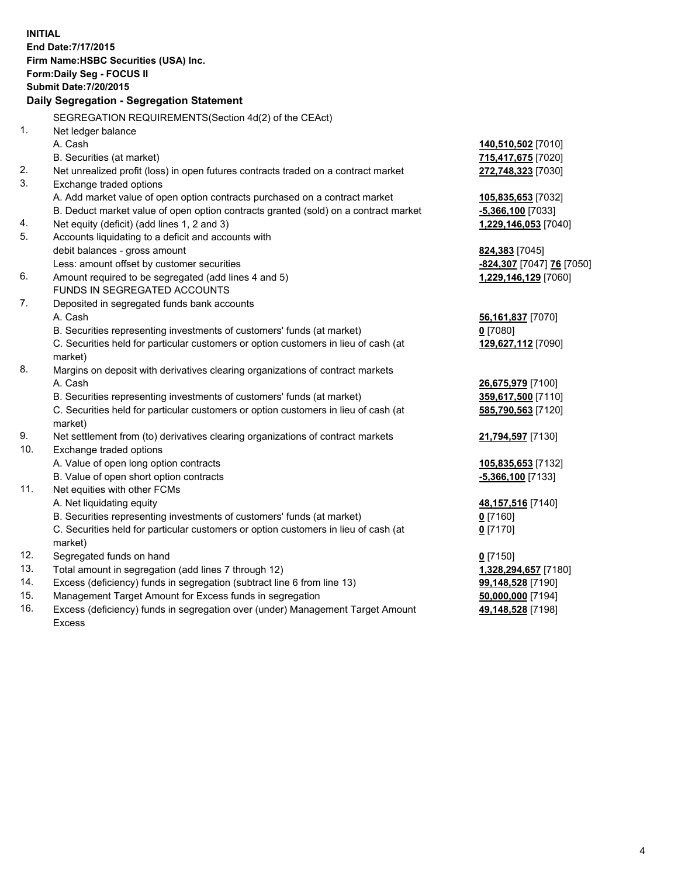**INITIAL**
**End Date:7/17/2015**
**Firm Name:HSBC Securities (USA) Inc.**
**Form:Daily Seg - FOCUS II**
**Submit Date:7/20/2015**

**Daily Segregation - Segregation Statement**

| | | |
|---|---|---|
| | SEGREGATION REQUIREMENTS(Section 4d(2) of the CEAct) | |
| 1. | Net ledger balance | |
| | A. Cash | **140,510,502** [7010] |
| | B. Securities (at market) | **715,417,675** [7020] |
| 2. | Net unrealized profit (loss) in open futures contracts traded on a contract market | **272,748,323** [7030] |
| 3. | Exchange traded options | |
| | A. Add market value of open option contracts purchased on a contract market | **105,835,653** [7032] |
| | B. Deduct market value of open option contracts granted (sold) on a contract market | **-5,366,100** [7033] |
| 4. | Net equity (deficit) (add lines 1, 2 and 3) | **1,229,146,053** [7040] |
| 5. | Accounts liquidating to a deficit and accounts with debit balances - gross amount | **824,383** [7045] |
| | Less: amount offset by customer securities | **-824,307** [7047] **76** [7050] |
| 6. | Amount required to be segregated (add lines 4 and 5) | **1,229,146,129** [7060] |
| | FUNDS IN SEGREGATED ACCOUNTS | |
| 7. | Deposited in segregated funds bank accounts | |
| | A. Cash | **56,161,837** [7070] |
| | B. Securities representing investments of customers' funds (at market) | **0** [7080] |
| | C. Securities held for particular customers or option customers in lieu of cash (at market) | **129,627,112** [7090] |
| 8. | Margins on deposit with derivatives clearing organizations of contract markets | |
| | A. Cash | **26,675,979** [7100] |
| | B. Securities representing investments of customers' funds (at market) | **359,617,500** [7110] |
| | C. Securities held for particular customers or option customers in lieu of cash (at market) | **585,790,563** [7120] |
| 9. | Net settlement from (to) derivatives clearing organizations of contract markets | **21,794,597** [7130] |
| 10. | Exchange traded options | |
| | A. Value of open long option contracts | **105,835,653** [7132] |
| | B. Value of open short option contracts | **-5,366,100** [7133] |
| 11. | Net equities with other FCMs | |
| | A. Net liquidating equity | **48,157,516** [7140] |
| | B. Securities representing investments of customers' funds (at market) | **0** [7160] |
| | C. Securities held for particular customers or option customers in lieu of cash (at market) | **0** [7170] |
| 12. | Segregated funds on hand | **0** [7150] |
| 13. | Total amount in segregation (add lines 7 through 12) | **1,328,294,657** [7180] |
| 14. | Excess (deficiency) funds in segregation (subtract line 6 from line 13) | **99,148,528** [7190] |
| 15. | Management Target Amount for Excess funds in segregation | **50,000,000** [7194] |
| 16. | Excess (deficiency) funds in segregation over (under) Management Target Amount Excess | **49,148,528** [7198] |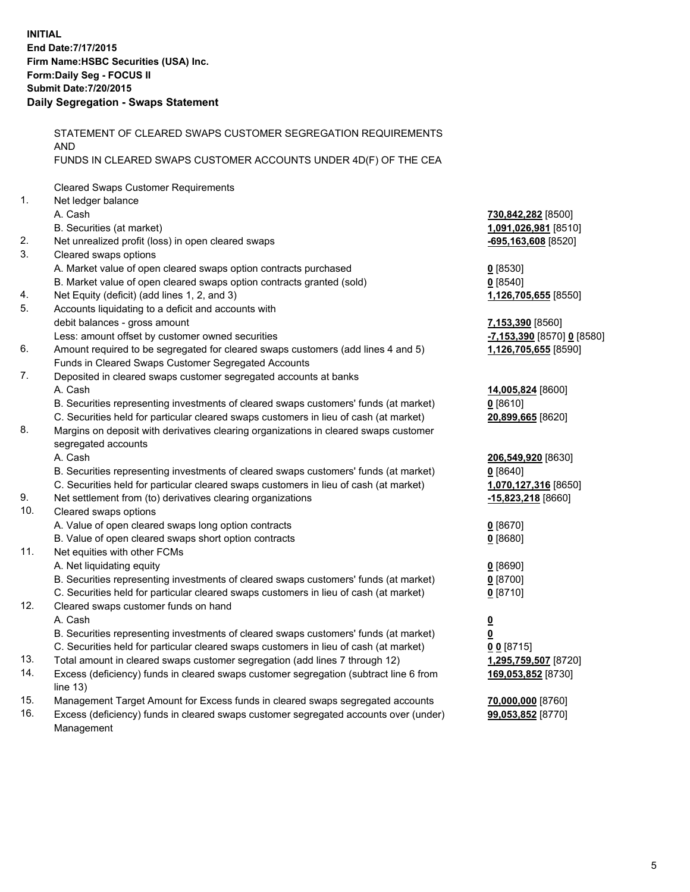**INITIAL**
**End Date:7/17/2015**
**Firm Name:HSBC Securities (USA) Inc.**
**Form:Daily Seg - FOCUS II**
**Submit Date:7/20/2015**
**Daily Segregation - Swaps Statement**

STATEMENT OF CLEARED SWAPS CUSTOMER SEGREGATION REQUIREMENTS AND FUNDS IN CLEARED SWAPS CUSTOMER ACCOUNTS UNDER 4D(F) OF THE CEA

| | | |
|---|---|---|
| | Cleared Swaps Customer Requirements | |
| 1. | Net ledger balance | |
| | A. Cash | **730,842,282** [8500] |
| | B. Securities (at market) | **1,091,026,981** [8510] |
| 2. | Net unrealized profit (loss) in open cleared swaps | **-695,163,608** [8520] |
| 3. | Cleared swaps options | |
| | A. Market value of open cleared swaps option contracts purchased | **0** [8530] |
| | B. Market value of open cleared swaps option contracts granted (sold) | **0** [8540] |
| 4. | Net Equity (deficit) (add lines 1, 2, and 3) | **1,126,705,655** [8550] |
| 5. | Accounts liquidating to a deficit and accounts with debit balances - gross amount | **7,153,390** [8560] |
| | Less: amount offset by customer owned securities | **-7,153,390** [8570] **0** [8580] |
| 6. | Amount required to be segregated for cleared swaps customers (add lines 4 and 5) | **1,126,705,655** [8590] |
| | Funds in Cleared Swaps Customer Segregated Accounts | |
| 7. | Deposited in cleared swaps customer segregated accounts at banks | |
| | A. Cash | **14,005,824** [8600] |
| | B. Securities representing investments of cleared swaps customers' funds (at market) | **0** [8610] |
| | C. Securities held for particular cleared swaps customers in lieu of cash (at market) | **20,899,665** [8620] |
| 8. | Margins on deposit with derivatives clearing organizations in cleared swaps customer segregated accounts | |
| | A. Cash | **206,549,920** [8630] |
| | B. Securities representing investments of cleared swaps customers' funds (at market) | **0** [8640] |
| | C. Securities held for particular cleared swaps customers in lieu of cash (at market) | **1,070,127,316** [8650] |
| 9. | Net settlement from (to) derivatives clearing organizations | **-15,823,218** [8660] |
| 10. | Cleared swaps options | |
| | A. Value of open cleared swaps long option contracts | **0** [8670] |
| | B. Value of open cleared swaps short option contracts | **0** [8680] |
| 11. | Net equities with other FCMs | |
| | A. Net liquidating equity | **0** [8690] |
| | B. Securities representing investments of cleared swaps customers' funds (at market) | **0** [8700] |
| | C. Securities held for particular cleared swaps customers in lieu of cash (at market) | **0** [8710] |
| 12. | Cleared swaps customer funds on hand | |
| | A. Cash | **0** |
| | B. Securities representing investments of cleared swaps customers' funds (at market) | **0** |
| | C. Securities held for particular cleared swaps customers in lieu of cash (at market) | **0** **0** [8715] |
| 13. | Total amount in cleared swaps customer segregation (add lines 7 through 12) | **1,295,759,507** [8720] |
| 14. | Excess (deficiency) funds in cleared swaps customer segregation (subtract line 6 from line 13) | **169,053,852** [8730] |
| 15. | Management Target Amount for Excess funds in cleared swaps segregated accounts | **70,000,000** [8760] |
| 16. | Excess (deficiency) funds in cleared swaps customer segregated accounts over (under) Management | **99,053,852** [8770] |